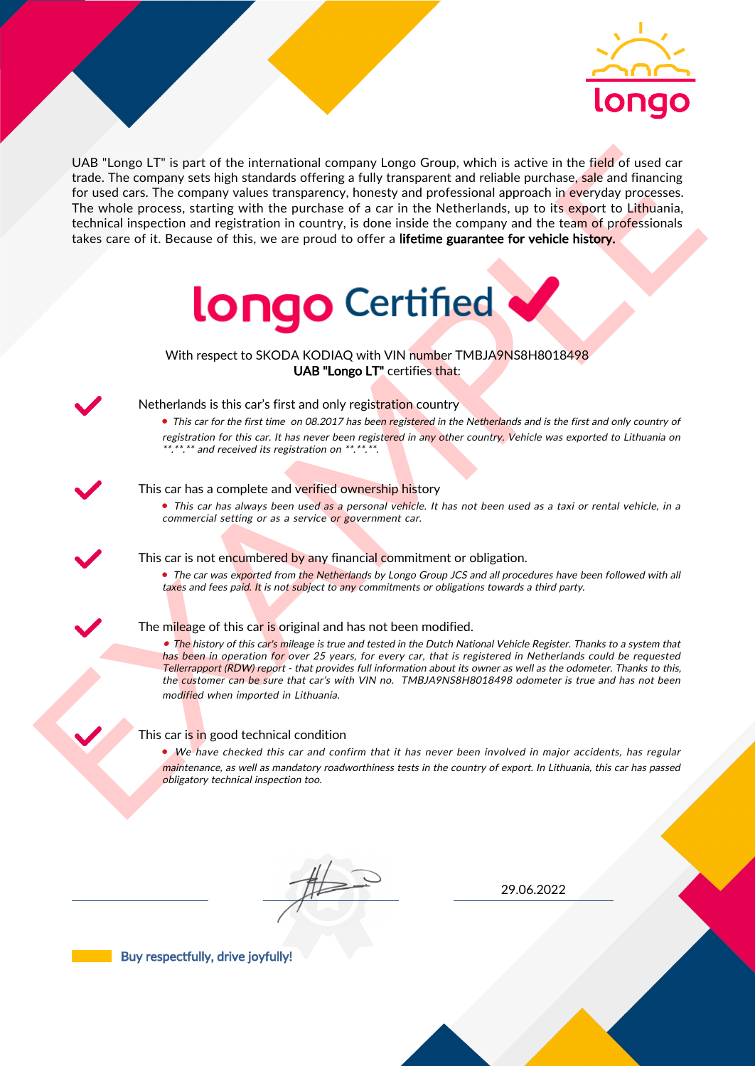longo

UAB "Longo LT" is part of the international company Longo Group, which is active in the field of used car trade. The company sets high standards offering a fully transparent and reliable purchase, sale and financing for used cars. The company values transparency, honesty and professional approach in everyday processes. The whole process, starting with the purchase of a car in the Netherlands, up to its export to Lithuania, technical inspection and registration in country, is done inside the company and the team of professionals takes care of it. Because of this, we are proud to offer a **lifetime guarantee for vehicle history.**

# longo Certified

With respect to SKODA KODIAQ with VIN number TMBJA9NS8H8018498
**UAB "Longo LT"** certifies that:

## Netherlands is this car's first and only registration country

- *This car for the first time on 08.2017 has been registered in the Netherlands and is the first and only country of registration for this car. It has never been registered in any other country. Vehicle was exported to Lithuania on \*\*.\*\*.\*\* and received its registration on \*\*.\*\*.\*\*.*

## This car has a complete and verified ownership history

- *This car has always been used as a personal vehicle. It has not been used as a taxi or rental vehicle, in a commercial setting or as a service or government car.*

## This car is not encumbered by any financial commitment or obligation.

- *The car was exported from the Netherlands by Longo Group JCS and all procedures have been followed with all taxes and fees paid. It is not subject to any commitments or obligations towards a third party.*

## The mileage of this car is original and has not been modified.

- *The history of this car's mileage is true and tested in the Dutch National Vehicle Register. Thanks to a system that has been in operation for over 25 years, for every car, that is registered in Netherlands could be requested Tellerrapport (RDW) report - that provides full information about its owner as well as the odometer. Thanks to this, the customer can be sure that car's with VIN no. TMBJA9NS8H8018498 odometer is true and has not been modified when imported in Lithuania.*

## This car is in good technical condition

- *We have checked this car and confirm that it has never been involved in major accidents, has regular maintenance, as well as mandatory roadworthiness tests in the country of export. In Lithuania, this car has passed obligatory technical inspection too.*

29.06.2022

Buy respectfully, drive joyfully!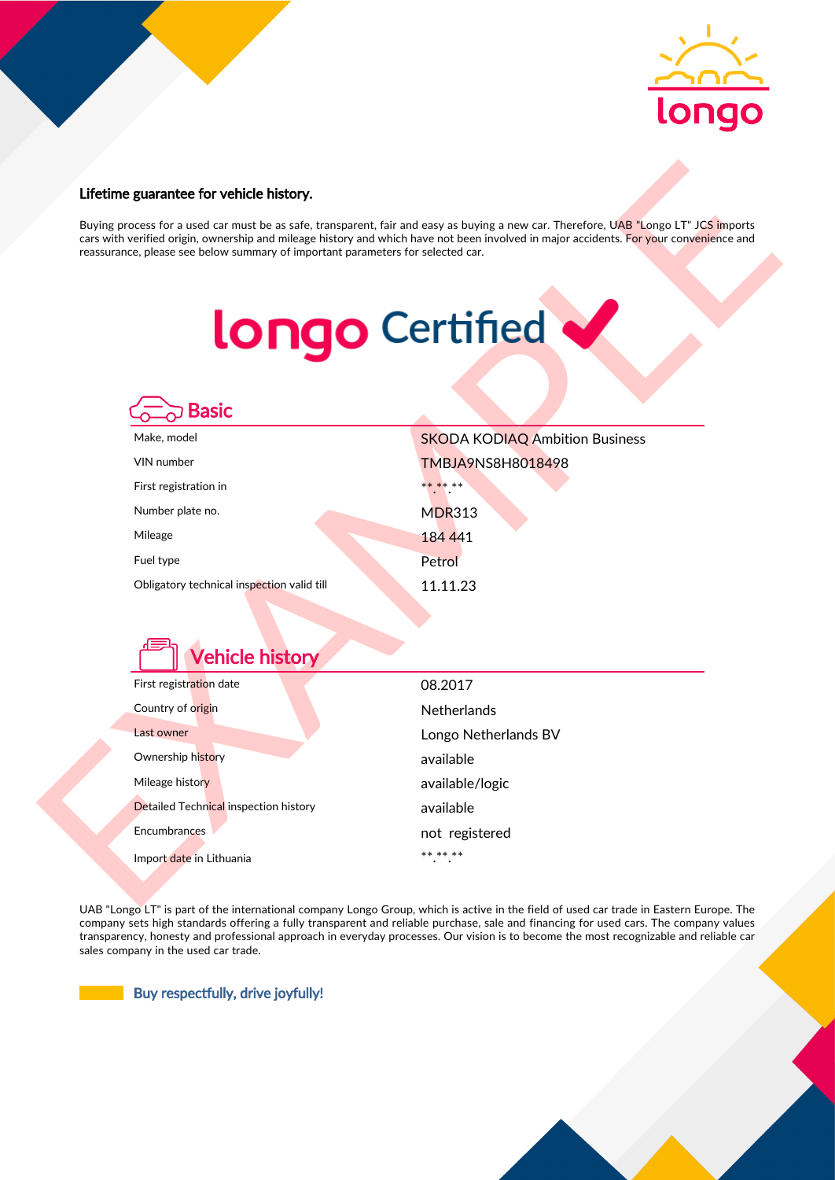longo

**Lifetime guarantee for vehicle history.**

Buying process for a used car must be as safe, transparent, fair and easy as buying a new car. Therefore, UAB "Longo LT" JCS imports cars with verified origin, ownership and mileage history and which have not been involved in major accidents. For your convenience and reassurance, please see below summary of important parameters for selected car.

# longo Certified

## Basic

| | |
|---|---|
| Make, model | SKODA KODIAQ Ambition Business |
| VIN number | TMBJA9NS8H8018498 |
| First registration in | **.**.** |
| Number plate no. | MDR313 |
| Mileage | 184 441 |
| Fuel type | Petrol |
| Obligatory technical inspection valid till | 11.11.23 |

## Vehicle history

| | |
|---|---|
| First registration date | 08.2017 |
| Country of origin | Netherlands |
| Last owner | Longo Netherlands BV |
| Ownership history | available |
| Mileage history | available/logic |
| Detailed Technical inspection history | available |
| Encumbrances | not registered |
| Import date in Lithuania | **.**.** |

UAB "Longo LT" is part of the international company Longo Group, which is active in the field of used car trade in Eastern Europe. The company sets high standards offering a fully transparent and reliable purchase, sale and financing for used cars. The company values transparency, honesty and professional approach in everyday processes. Our vision is to become the most recognizable and reliable car sales company in the used car trade.

Buy respectfully, drive joyfully!

EXAMPLE